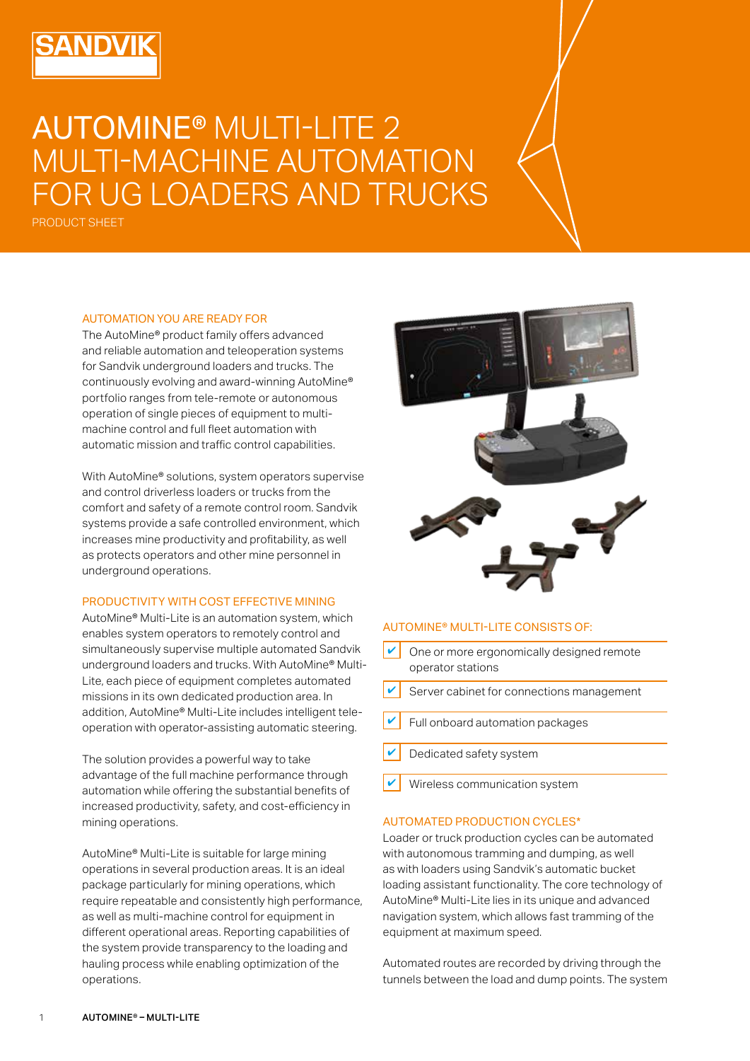# AUTOMINE® MULTI-LITE 2 MULTI-MACHINE AUTOMATION FOR UG LOADERS AND TRUCKS

PRODUCT SHEET

## AUTOMATION YOU ARE READY FOR

The AutoMine® product family offers advanced and reliable automation and teleoperation systems for Sandvik underground loaders and trucks. The continuously evolving and award-winning AutoMine® portfolio ranges from tele-remote or autonomous operation of single pieces of equipment to multi-machine control and full fleet automation with automatic mission and traffic control capabilities.

With AutoMine® solutions, system operators supervise and control driverless loaders or trucks from the comfort and safety of a remote control room. Sandvik systems provide a safe controlled environment, which increases mine productivity and profitability, as well as protects operators and other mine personnel in underground operations.

## PRODUCTIVITY WITH COST EFFECTIVE MINING

AutoMine® Multi-Lite is an automation system, which enables system operators to remotely control and simultaneously supervise multiple automated Sandvik underground loaders and trucks. With AutoMine® Multi-Lite, each piece of equipment completes automated missions in its own dedicated production area. In addition, AutoMine® Multi-Lite includes intelligent tele-operation with operator-assisting automatic steering.

The solution provides a powerful way to take advantage of the full machine performance through automation while offering the substantial benefits of increased productivity, safety, and cost-efficiency in mining operations.

AutoMine® Multi-Lite is suitable for large mining operations in several production areas. It is an ideal package particularly for mining operations, which require repeatable and consistently high performance, as well as multi-machine control for equipment in different operational areas. Reporting capabilities of the system provide transparency to the loading and hauling process while enabling optimization of the operations.

## AUTOMINE® MULTI-LITE CONSISTS OF:

- One or more ergonomically designed remote operator stations
- Server cabinet for connections management
- Full onboard automation packages
- Dedicated safety system
- Wireless communication system

## AUTOMATED PRODUCTION CYCLES*

Loader or truck production cycles can be automated with autonomous tramming and dumping, as well as with loaders using Sandvik's automatic bucket loading assistant functionality. The core technology of AutoMine® Multi-Lite lies in its unique and advanced navigation system, which allows fast tramming of the equipment at maximum speed.

Automated routes are recorded by driving through the tunnels between the load and dump points. The system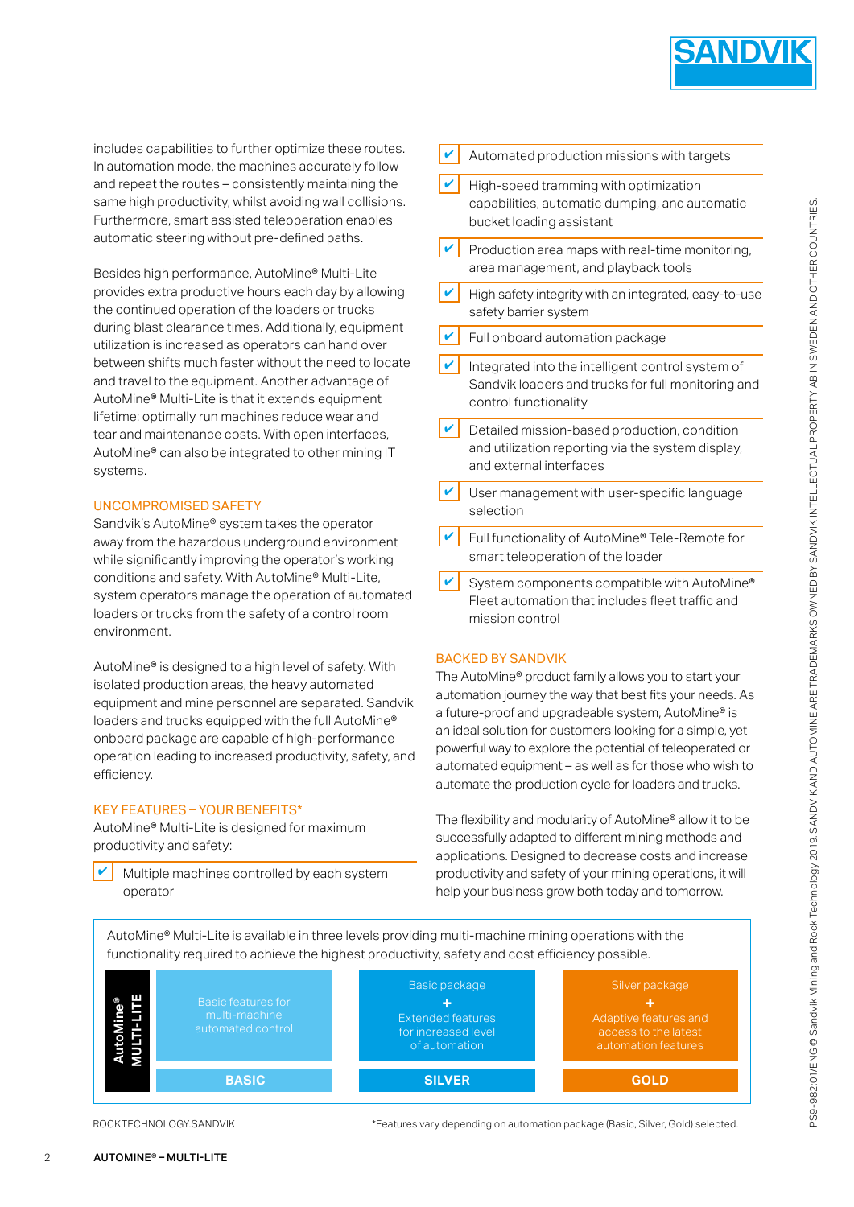includes capabilities to further optimize these routes. In automation mode, the machines accurately follow and repeat the routes – consistently maintaining the same high productivity, whilst avoiding wall collisions. Furthermore, smart assisted teleoperation enables automatic steering without pre-defined paths.

Besides high performance, AutoMine® Multi-Lite provides extra productive hours each day by allowing the continued operation of the loaders or trucks during blast clearance times. Additionally, equipment utilization is increased as operators can hand over between shifts much faster without the need to locate and travel to the equipment. Another advantage of AutoMine® Multi-Lite is that it extends equipment lifetime: optimally run machines reduce wear and tear and maintenance costs. With open interfaces, AutoMine® can also be integrated to other mining IT systems.

## UNCOMPROMISED SAFETY

Sandvik's AutoMine® system takes the operator away from the hazardous underground environment while significantly improving the operator's working conditions and safety. With AutoMine® Multi-Lite, system operators manage the operation of automated loaders or trucks from the safety of a control room environment.

AutoMine® is designed to a high level of safety. With isolated production areas, the heavy automated equipment and mine personnel are separated. Sandvik loaders and trucks equipped with the full AutoMine® onboard package are capable of high-performance operation leading to increased productivity, safety, and efficiency.

## KEY FEATURES – YOUR BENEFITS*

AutoMine® Multi-Lite is designed for maximum productivity and safety:

- ✔ Multiple machines controlled by each system operator
- ✔ Automated production missions with targets
- ✔ High-speed tramming with optimization capabilities, automatic dumping, and automatic bucket loading assistant
- ✔ Production area maps with real-time monitoring, area management, and playback tools
- ✔ High safety integrity with an integrated, easy-to-use safety barrier system
- ✔ Full onboard automation package
- ✔ Integrated into the intelligent control system of Sandvik loaders and trucks for full monitoring and control functionality
- ✔ Detailed mission-based production, condition and utilization reporting via the system display, and external interfaces
- ✔ User management with user-specific language selection
- ✔ Full functionality of AutoMine® Tele-Remote for smart teleoperation of the loader
- ✔ System components compatible with AutoMine® Fleet automation that includes fleet traffic and mission control

## BACKED BY SANDVIK

The AutoMine® product family allows you to start your automation journey the way that best fits your needs. As a future-proof and upgradeable system, AutoMine® is an ideal solution for customers looking for a simple, yet powerful way to explore the potential of teleoperated or automated equipment – as well as for those who wish to automate the production cycle for loaders and trucks.

The flexibility and modularity of AutoMine® allow it to be successfully adapted to different mining methods and applications. Designed to decrease costs and increase productivity and safety of your mining operations, it will help your business grow both today and tomorrow.

AutoMine® Multi-Lite is available in three levels providing multi-machine mining operations with the functionality required to achieve the highest productivity, safety and cost efficiency possible.

| AutoMine® MULTI-LITE | BASIC | SILVER | GOLD |
|---|---|---|---|
| | Basic features for multi-machine automated control | Basic package + Extended features for increased level of automation | Silver package + Adaptive features and access to the latest automation features |

ROCKTECHNOLOGY.SANDVIK

*Features vary depending on automation package (Basic, Silver, Gold) selected.

PS9-982:01/ENG © Sandvik Mining and Rock Technology 2019. SANDVIK AND AUTOMINE ARE TRADEMARKS OWNED BY SANDVIK INTELLECTUAL PROPERTY AB IN SWEDEN AND OTHER COUNTRIES.